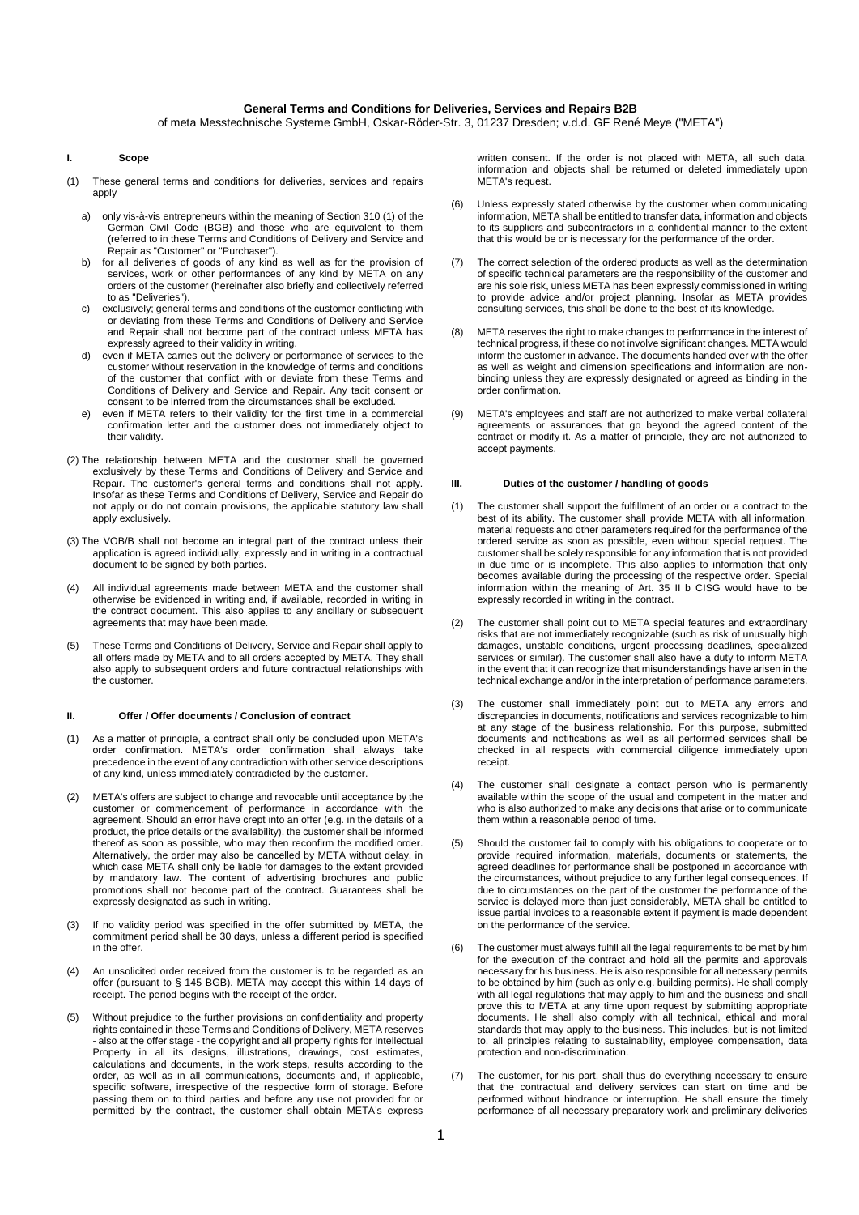# General Terms and Conditions for Deliveries, Services and Repairs B2B

of meta Messtechnische Systeme GmbH, Oskar-Röder-Str. 3, 01237 Dresden; v.d.d. GF René Meye ("META")

## I. Scope

(1) These general terms and conditions for deliveries, services and repairs apply

a) only vis-à-vis entrepreneurs within the meaning of Section 310 (1) of the German Civil Code (BGB) and those who are equivalent to them (referred to in these Terms and Conditions of Delivery and Service and Repair as "Customer" or "Purchaser").

b) for all deliveries of goods of any kind as well as for the provision of services, work or other performances of any kind by META on any orders of the customer (hereinafter also briefly and collectively referred to as "Deliveries").

c) exclusively; general terms and conditions of the customer conflicting with or deviating from these Terms and Conditions of Delivery and Service and Repair shall not become part of the contract unless META has expressly agreed to their validity in writing.

d) even if META carries out the delivery or performance of services to the customer without reservation in the knowledge of terms and conditions of the customer that conflict with or deviate from these Terms and Conditions of Delivery and Service and Repair. Any tacit consent or consent to be inferred from the circumstances shall be excluded.

e) even if META refers to their validity for the first time in a commercial confirmation letter and the customer does not immediately object to their validity.

(2) The relationship between META and the customer shall be governed exclusively by these Terms and Conditions of Delivery and Service and Repair. The customer's general terms and conditions shall not apply. Insofar as these Terms and Conditions of Delivery, Service and Repair do not apply or do not contain provisions, the applicable statutory law shall apply exclusively.

(3) The VOB/B shall not become an integral part of the contract unless their application is agreed individually, expressly and in writing in a contractual document to be signed by both parties.

(4) All individual agreements made between META and the customer shall otherwise be evidenced in writing and, if available, recorded in writing in the contract document. This also applies to any ancillary or subsequent agreements that may have been made.

(5) These Terms and Conditions of Delivery, Service and Repair shall apply to all offers made by META and to all orders accepted by META. They shall also apply to subsequent orders and future contractual relationships with the customer.

## II. Offer / Offer documents / Conclusion of contract

(1) As a matter of principle, a contract shall only be concluded upon META's order confirmation. META's order confirmation shall always take precedence in the event of any contradiction with other service descriptions of any kind, unless immediately contradicted by the customer.

(2) META's offers are subject to change and revocable until acceptance by the customer or commencement of performance in accordance with the agreement. Should an error have crept into an offer (e.g. in the details of a product, the price details or the availability), the customer shall be informed thereof as soon as possible, who may then reconfirm the modified order. Alternatively, the order may also be cancelled by META without delay, in which case META shall only be liable for damages to the extent provided by mandatory law. The content of advertising brochures and public promotions shall not become part of the contract. Guarantees shall be expressly designated as such in writing.

(3) If no validity period was specified in the offer submitted by META, the commitment period shall be 30 days, unless a different period is specified in the offer.

(4) An unsolicited order received from the customer is to be regarded as an offer (pursuant to § 145 BGB). META may accept this within 14 days of receipt. The period begins with the receipt of the order.

(5) Without prejudice to the further provisions on confidentiality and property rights contained in these Terms and Conditions of Delivery, META reserves - also at the offer stage - the copyright and all property rights for Intellectual Property in all its designs, illustrations, drawings, cost estimates, calculations and documents, in the work steps, results according to the order, as well as in all communications, documents and, if applicable, specific software, irrespective of the respective form of storage. Before passing them on to third parties and before any use not provided for or permitted by the contract, the customer shall obtain META's express written consent. If the order is not placed with META, all such data, information and objects shall be returned or deleted immediately upon META's request.

(6) Unless expressly stated otherwise by the customer when communicating information, META shall be entitled to transfer data, information and objects to its suppliers and subcontractors in a confidential manner to the extent that this would be or is necessary for the performance of the order.

(7) The correct selection of the ordered products as well as the determination of specific technical parameters are the responsibility of the customer and are his sole risk, unless META has been expressly commissioned in writing to provide advice and/or project planning. Insofar as META provides consulting services, this shall be done to the best of its knowledge.

(8) META reserves the right to make changes to performance in the interest of technical progress, if these do not involve significant changes. META would inform the customer in advance. The documents handed over with the offer as well as weight and dimension specifications and information are non-binding unless they are expressly designated or agreed as binding in the order confirmation.

(9) META's employees and staff are not authorized to make verbal collateral agreements or assurances that go beyond the agreed content of the contract or modify it. As a matter of principle, they are not authorized to accept payments.

## III. Duties of the customer / handling of goods

(1) The customer shall support the fulfillment of an order or a contract to the best of its ability. The customer shall provide META with all information, material requests and other parameters required for the performance of the ordered service as soon as possible, even without special request. The customer shall be solely responsible for any information that is not provided in due time or is incomplete. This also applies to information that only becomes available during the processing of the respective order. Special information within the meaning of Art. 35 II b CISG would have to be expressly recorded in writing in the contract.

(2) The customer shall point out to META special features and extraordinary risks that are not immediately recognizable (such as risk of unusually high damages, unstable conditions, urgent processing deadlines, specialized services or similar). The customer shall also have a duty to inform META in the event that it can recognize that misunderstandings have arisen in the technical exchange and/or in the interpretation of performance parameters.

(3) The customer shall immediately point out to META any errors and discrepancies in documents, notifications and services recognizable to him at any stage of the business relationship. For this purpose, submitted documents and notifications as well as all performed services shall be checked in all respects with commercial diligence immediately upon receipt.

(4) The customer shall designate a contact person who is permanently available within the scope of the usual and competent in the matter and who is also authorized to make any decisions that arise or to communicate them within a reasonable period of time.

(5) Should the customer fail to comply with his obligations to cooperate or to provide required information, materials, documents or statements, the agreed deadlines for performance shall be postponed in accordance with the circumstances, without prejudice to any further legal consequences. If due to circumstances on the part of the customer the performance of the service is delayed more than just considerably, META shall be entitled to issue partial invoices to a reasonable extent if payment is made dependent on the performance of the service.

(6) The customer must always fulfill all the legal requirements to be met by him for the execution of the contract and hold all the permits and approvals necessary for his business. He is also responsible for all necessary permits to be obtained by him (such as only e.g. building permits). He shall comply with all legal regulations that may apply to him and the business and shall prove this to META at any time upon request by submitting appropriate documents. He shall also comply with all technical, ethical and moral standards that may apply to the business. This includes, but is not limited to, all principles relating to sustainability, employee compensation, data protection and non-discrimination.

(7) The customer, for his part, shall thus do everything necessary to ensure that the contractual and delivery services can start on time and be performed without hindrance or interruption. He shall ensure the timely performance of all necessary preparatory work and preliminary deliveries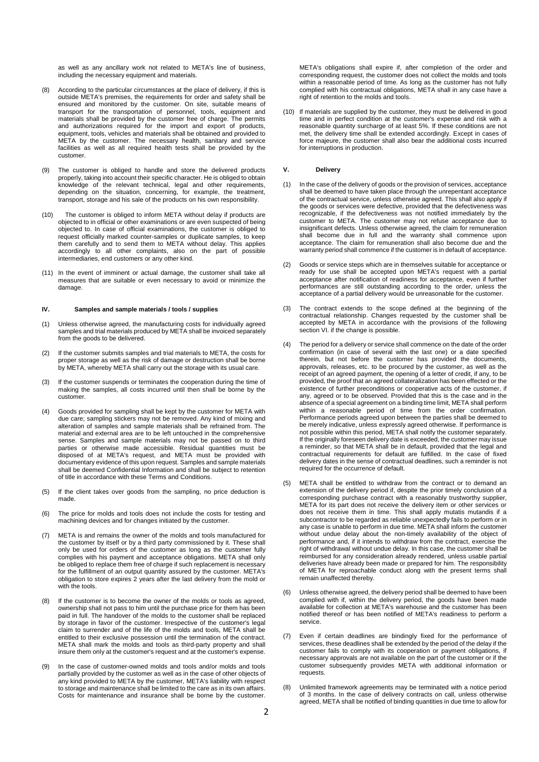as well as any ancillary work not related to META's line of business, including the necessary equipment and materials.

(8) According to the particular circumstances at the place of delivery, if this is outside META's premises, the requirements for order and safety shall be ensured and monitored by the customer. On site, suitable means of transport for the transportation of personnel, tools, equipment and materials shall be provided by the customer free of charge. The permits and authorizations required for the import and export of products, equipment, tools, vehicles and materials shall be obtained and provided to META by the customer. The necessary health, sanitary and service facilities as well as all required health tests shall be provided by the customer.

(9) The customer is obliged to handle and store the delivered products properly, taking into account their specific character. He is obliged to obtain knowledge of the relevant technical, legal and other requirements, depending on the situation, concerning, for example, the treatment, transport, storage and his sale of the products on his own responsibility.

(10) The customer is obliged to inform META without delay if products are objected to in official or other examinations or are even suspected of being objected to. In case of official examinations, the customer is obliged to request officially marked counter-samples or duplicate samples, to keep them carefully and to send them to META without delay. This applies accordingly to all other complaints, also on the part of possible intermediaries, end customers or any other kind.

(11) In the event of imminent or actual damage, the customer shall take all measures that are suitable or even necessary to avoid or minimize the damage.

## IV. Samples and sample materials / tools / supplies

(1) Unless otherwise agreed, the manufacturing costs for individually agreed samples and trial materials produced by META shall be invoiced separately from the goods to be delivered.

(2) If the customer submits samples and trial materials to META, the costs for proper storage as well as the risk of damage or destruction shall be borne by META, whereby META shall carry out the storage with its usual care.

(3) If the customer suspends or terminates the cooperation during the time of making the samples, all costs incurred until then shall be borne by the customer.

(4) Goods provided for sampling shall be kept by the customer for META with due care; sampling stickers may not be removed. Any kind of mixing and alteration of samples and sample materials shall be refrained from. The material and external area are to be left untouched in the comprehensive sense. Samples and sample materials may not be passed on to third parties or otherwise made accessible. Residual quantities must be disposed of at META's request, and META must be provided with documentary evidence of this upon request. Samples and sample materials shall be deemed Confidential Information and shall be subject to retention of title in accordance with these Terms and Conditions.

(5) If the client takes over goods from the sampling, no price deduction is made.

(6) The price for molds and tools does not include the costs for testing and machining devices and for changes initiated by the customer.

(7) META is and remains the owner of the molds and tools manufactured for the customer by itself or by a third party commissioned by it. These shall only be used for orders of the customer as long as the customer fully complies with his payment and acceptance obligations. META shall only be obliged to replace them free of charge if such replacement is necessary for the fulfillment of an output quantity assured by the customer. META's obligation to store expires 2 years after the last delivery from the mold or with the tools.

(8) If the customer is to become the owner of the molds or tools as agreed, ownership shall not pass to him until the purchase price for them has been paid in full. The handover of the molds to the customer shall be replaced by storage in favor of the customer. Irrespective of the customer's legal claim to surrender and of the life of the molds and tools, META shall be entitled to their exclusive possession until the termination of the contract. META shall mark the molds and tools as third-party property and shall insure them only at the customer's request and at the customer's expense.

(9) In the case of customer-owned molds and tools and/or molds and tools partially provided by the customer as well as in the case of other objects of any kind provided to META by the customer, META's liability with respect to storage and maintenance shall be limited to the care as in its own affairs. Costs for maintenance and insurance shall be borne by the customer. META's obligations shall expire if, after completion of the order and corresponding request, the customer does not collect the molds and tools within a reasonable period of time. As long as the customer has not fully complied with his contractual obligations, META shall in any case have a right of retention to the molds and tools.

(10) If materials are supplied by the customer, they must be delivered in good time and in perfect condition at the customer's expense and risk with a reasonable quantity surcharge of at least 5%. If these conditions are not met, the delivery time shall be extended accordingly. Except in cases of force majeure, the customer shall also bear the additional costs incurred for interruptions in production.

## V. Delivery

(1) In the case of the delivery of goods or the provision of services, acceptance shall be deemed to have taken place through the unrepentant acceptance of the contractual service, unless otherwise agreed. This shall also apply if the goods or services were defective, provided that the defectiveness was recognizable, if the defectiveness was not notified immediately by the customer to META. The customer may not refuse acceptance due to insignificant defects. Unless otherwise agreed, the claim for remuneration shall become due in full and the warranty shall commence upon acceptance. The claim for remuneration shall also become due and the warranty period shall commence if the customer is in default of acceptance.

(2) Goods or service steps which are in themselves suitable for acceptance or ready for use shall be accepted upon META's request with a partial acceptance after notification of readiness for acceptance, even if further performances are still outstanding according to the order, unless the acceptance of a partial delivery would be unreasonable for the customer.

(3) The contract extends to the scope defined at the beginning of the contractual relationship. Changes requested by the customer shall be accepted by META in accordance with the provisions of the following section VI. if the change is possible.

(4) The period for a delivery or service shall commence on the date of the order confirmation (in case of several with the last one) or a date specified therein, but not before the customer has provided the documents, approvals, releases, etc. to be procured by the customer, as well as the receipt of an agreed payment, the opening of a letter of credit, if any, to be provided, the proof that an agreed collateralization has been effected or the existence of further preconditions or cooperative acts of the customer, if any, agreed or to be observed. Provided that this is the case and in the absence of a special agreement on a binding time limit, META shall perform within a reasonable period of time from the order confirmation. Performance periods agreed upon between the parties shall be deemed to be merely indicative, unless expressly agreed otherwise. If performance is not possible within this period, META shall notify the customer separately. If the originally foreseen delivery date is exceeded, the customer may issue a reminder, so that META shall be in default, provided that the legal and contractual requirements for default are fulfilled. In the case of fixed delivery dates in the sense of contractual deadlines, such a reminder is not required for the occurrence of default.

(5) META shall be entitled to withdraw from the contract or to demand an extension of the delivery period if, despite the prior timely conclusion of a corresponding purchase contract with a reasonably trustworthy supplier, META for its part does not receive the delivery item or other services or does not receive them in time. This shall apply mutatis mutandis if a subcontractor to be regarded as reliable unexpectedly fails to perform or in any case is unable to perform in due time. META shall inform the customer without undue delay about the non-timely availability of the object of performance and, if it intends to withdraw from the contract, exercise the right of withdrawal without undue delay. In this case, the customer shall be reimbursed for any consideration already rendered, unless usable partial deliveries have already been made or prepared for him. The responsibility of META for reproachable conduct along with the present terms shall remain unaffected thereby.

(6) Unless otherwise agreed, the delivery period shall be deemed to have been complied with if, within the delivery period, the goods have been made available for collection at META's warehouse and the customer has been notified thereof or has been notified of META's readiness to perform a service.

(7) Even if certain deadlines are bindingly fixed for the performance of services, these deadlines shall be extended by the period of the delay if the customer fails to comply with its cooperation or payment obligations, if necessary approvals are not available on the part of the customer or if the customer subsequently provides META with additional information or requests.

(8) Unlimited framework agreements may be terminated with a notice period of 3 months. In the case of delivery contracts on call, unless otherwise agreed, META shall be notified of binding quantities in due time to allow for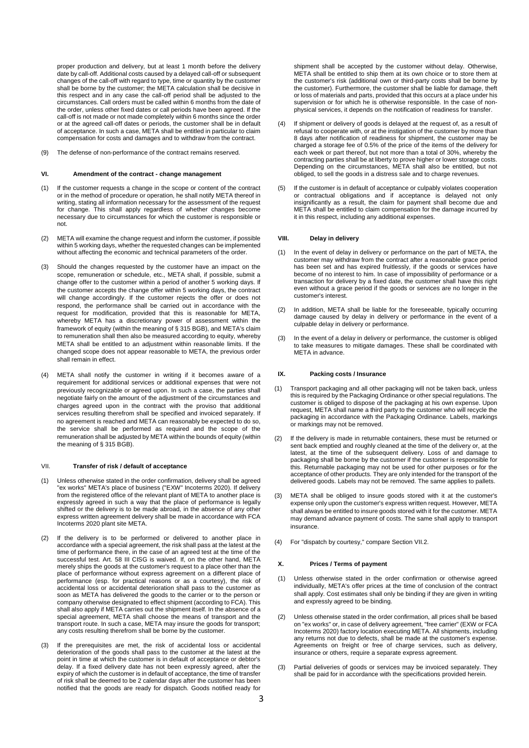proper production and delivery, but at least 1 month before the delivery date by call-off. Additional costs caused by a delayed call-off or subsequent changes of the call-off with regard to type, time or quantity by the customer shall be borne by the customer; the META calculation shall be decisive in this respect and in any case the call-off period shall be adjusted to the circumstances. Call orders must be called within 6 months from the date of the order, unless other fixed dates or call periods have been agreed. If the call-off is not made or not made completely within 6 months since the order or at the agreed call-off dates or periods, the customer shall be in default of acceptance. In such a case, META shall be entitled in particular to claim compensation for costs and damages and to withdraw from the contract.

(9) The defense of non-performance of the contract remains reserved.

## VI. Amendment of the contract - change management

(1) If the customer requests a change in the scope or content of the contract or in the method of procedure or operation, he shall notify META thereof in writing, stating all information necessary for the assessment of the request for change. This shall apply regardless of whether changes become necessary due to circumstances for which the customer is responsible or not.

(2) META will examine the change request and inform the customer, if possible within 5 working days, whether the requested changes can be implemented without affecting the economic and technical parameters of the order.

(3) Should the changes requested by the customer have an impact on the scope, remuneration or schedule, etc., META shall, if possible, submit a change offer to the customer within a period of another 5 working days. If the customer accepts the change offer within 5 working days, the contract will change accordingly. If the customer rejects the offer or does not respond, the performance shall be carried out in accordance with the request for modification, provided that this is reasonable for META, whereby META has a discretionary power of assessment within the framework of equity (within the meaning of § 315 BGB), and META's claim to remuneration shall then also be measured according to equity, whereby META shall be entitled to an adjustment within reasonable limits. If the changed scope does not appear reasonable to META, the previous order shall remain in effect.

(4) META shall notify the customer in writing if it becomes aware of a requirement for additional services or additional expenses that were not previously recognizable or agreed upon. In such a case, the parties shall negotiate fairly on the amount of the adjustment of the circumstances and charges agreed upon in the contract with the proviso that additional services resulting therefrom shall be specified and invoiced separately. If no agreement is reached and META can reasonably be expected to do so, the service shall be performed as required and the scope of the remuneration shall be adjusted by META within the bounds of equity (within the meaning of § 315 BGB).

## VII. Transfer of risk / default of acceptance

(1) Unless otherwise stated in the order confirmation, delivery shall be agreed "ex works" META's place of business ("EXW" Incoterms 2020). If delivery from the registered office of the relevant plant of META to another place is expressly agreed in such a way that the place of performance is legally shifted or the delivery is to be made abroad, in the absence of any other express written agreement delivery shall be made in accordance with FCA Incoterms 2020 plant site META.

(2) If the delivery is to be performed or delivered to another place in accordance with a special agreement, the risk shall pass at the latest at the time of performance there, in the case of an agreed test at the time of the successful test. Art. 58 III CISG is waived. If, on the other hand, META merely ships the goods at the customer's request to a place other than the place of performance without express agreement on a different place of performance (esp. for practical reasons or as a courtesy), the risk of accidental loss or accidental deterioration shall pass to the customer as soon as META has delivered the goods to the carrier or to the person or company otherwise designated to effect shipment (according to FCA). This shall also apply if META carries out the shipment itself. In the absence of a special agreement, META shall choose the means of transport and the transport route. In such a case, META may insure the goods for transport; any costs resulting therefrom shall be borne by the customer.

(3) If the prerequisites are met, the risk of accidental loss or accidental deterioration of the goods shall pass to the customer at the latest at the point in time at which the customer is in default of acceptance or debtor's delay. If a fixed delivery date has not been expressly agreed, after the expiry of which the customer is in default of acceptance, the time of transfer of risk shall be deemed to be 2 calendar days after the customer has been notified that the goods are ready for dispatch. Goods notified ready for shipment shall be accepted by the customer without delay. Otherwise, META shall be entitled to ship them at its own choice or to store them at the customer's risk (additional own or third-party costs shall be borne by the customer). Furthermore, the customer shall be liable for damage, theft or loss of materials and parts, provided that this occurs at a place under his supervision or for which he is otherwise responsible. In the case of non-physical services, it depends on the notification of readiness for transfer.

(4) If shipment or delivery of goods is delayed at the request of, as a result of refusal to cooperate with, or at the instigation of the customer by more than 8 days after notification of readiness for shipment, the customer may be charged a storage fee of 0.5% of the price of the items of the delivery for each week or part thereof, but not more than a total of 30%, whereby the contracting parties shall be at liberty to prove higher or lower storage costs. Depending on the circumstances, META shall also be entitled, but not obliged, to sell the goods in a distress sale and to charge revenues.

(5) If the customer is in default of acceptance or culpably violates cooperation or contractual obligations and if acceptance is delayed not only insignificantly as a result, the claim for payment shall become due and META shall be entitled to claim compensation for the damage incurred by it in this respect, including any additional expenses.

## VIII. Delay in delivery

(1) In the event of delay in delivery or performance on the part of META, the customer may withdraw from the contract after a reasonable grace period has been set and has expired fruitlessly, if the goods or services have become of no interest to him. In case of impossibility of performance or a transaction for delivery by a fixed date, the customer shall have this right even without a grace period if the goods or services are no longer in the customer's interest.

(2) In addition, META shall be liable for the foreseeable, typically occurring damage caused by delay in delivery or performance in the event of a culpable delay in delivery or performance.

(3) In the event of a delay in delivery or performance, the customer is obliged to take measures to mitigate damages. These shall be coordinated with META in advance.

## IX. Packing costs / Insurance

(1) Transport packaging and all other packaging will not be taken back, unless this is required by the Packaging Ordinance or other special regulations. The customer is obliged to dispose of the packaging at his own expense. Upon request, META shall name a third party to the customer who will recycle the packaging in accordance with the Packaging Ordinance. Labels, markings or markings may not be removed.

(2) If the delivery is made in returnable containers, these must be returned or sent back emptied and roughly cleaned at the time of the delivery or, at the latest, at the time of the subsequent delivery. Loss of and damage to packaging shall be borne by the customer if the customer is responsible for this. Returnable packaging may not be used for other purposes or for the acceptance of other products. They are only intended for the transport of the delivered goods. Labels may not be removed. The same applies to pallets.

(3) META shall be obliged to insure goods stored with it at the customer's expense only upon the customer's express written request. However, META shall always be entitled to insure goods stored with it for the customer. META may demand advance payment of costs. The same shall apply to transport insurance.

(4) For "dispatch by courtesy," compare Section VII.2.

## X. Prices / Terms of payment

(1) Unless otherwise stated in the order confirmation or otherwise agreed individually, META's offer prices at the time of conclusion of the contract shall apply. Cost estimates shall only be binding if they are given in writing and expressly agreed to be binding.

(2) Unless otherwise stated in the order confirmation, all prices shall be based on "ex works" or, in case of delivery agreement, "free carrier" (EXW or FCA Incoterms 2020) factory location executing META. All shipments, including any returns not due to defects, shall be made at the customer's expense. Agreements on freight or free of charge services, such as delivery, insurance or others, require a separate express agreement.

(3) Partial deliveries of goods or services may be invoiced separately. They shall be paid for in accordance with the specifications provided herein.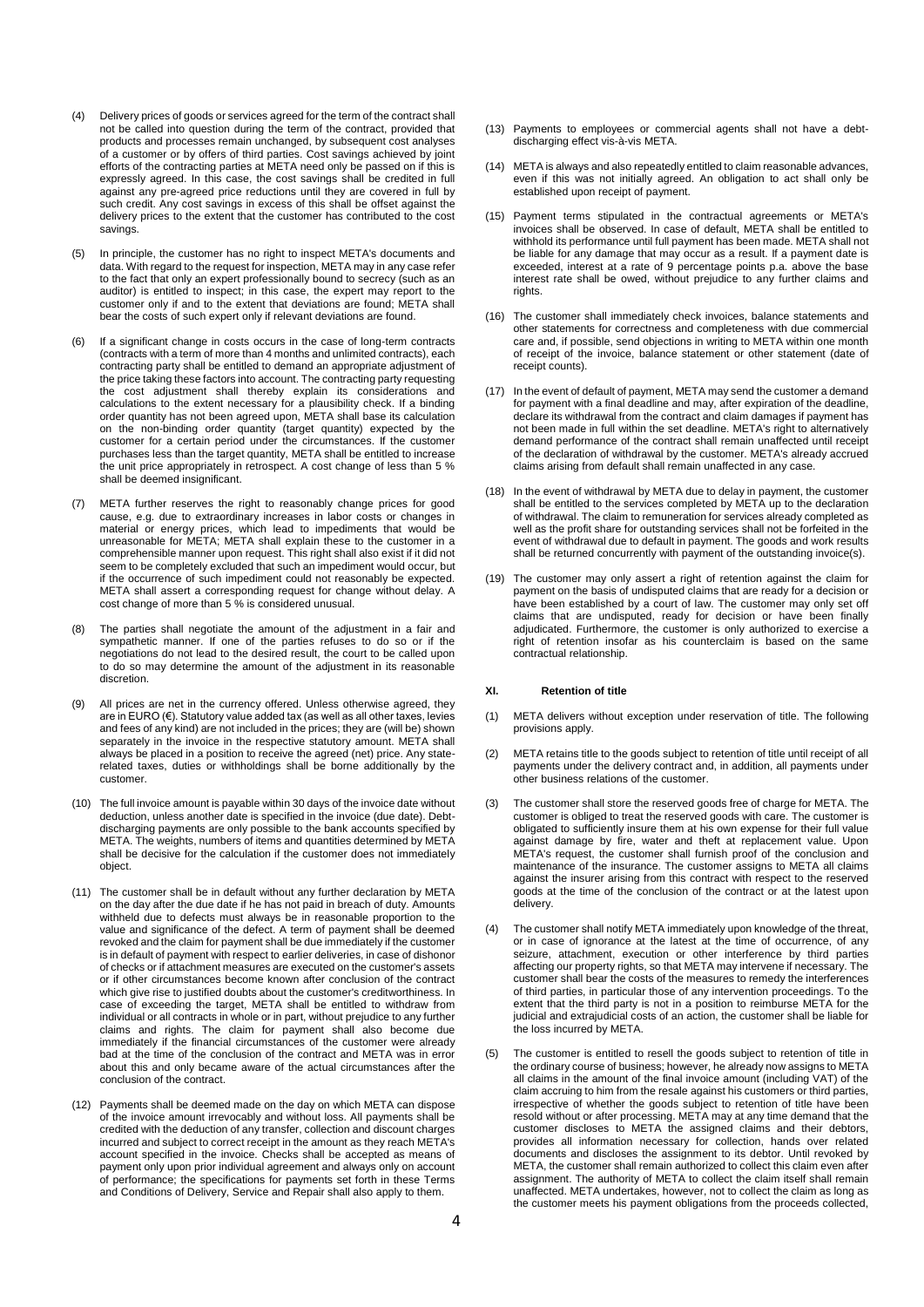(4) Delivery prices of goods or services agreed for the term of the contract shall not be called into question during the term of the contract, provided that products and processes remain unchanged, by subsequent cost analyses of a customer or by offers of third parties. Cost savings achieved by joint efforts of the contracting parties at META need only be passed on if this is expressly agreed. In this case, the cost savings shall be credited in full against any pre-agreed price reductions until they are covered in full by such credit. Any cost savings in excess of this shall be offset against the delivery prices to the extent that the customer has contributed to the cost savings.

(5) In principle, the customer has no right to inspect META's documents and data. With regard to the request for inspection, META may in any case refer to the fact that only an expert professionally bound to secrecy (such as an auditor) is entitled to inspect; in this case, the expert may report to the customer only if and to the extent that deviations are found; META shall bear the costs of such expert only if relevant deviations are found.

(6) If a significant change in costs occurs in the case of long-term contracts (contracts with a term of more than 4 months and unlimited contracts), each contracting party shall be entitled to demand an appropriate adjustment of the price taking these factors into account. The contracting party requesting the cost adjustment shall thereby explain its considerations and calculations to the extent necessary for a plausibility check. If a binding order quantity has not been agreed upon, META shall base its calculation on the non-binding order quantity (target quantity) expected by the customer for a certain period under the circumstances. If the customer purchases less than the target quantity, META shall be entitled to increase the unit price appropriately in retrospect. A cost change of less than 5 % shall be deemed insignificant.

(7) META further reserves the right to reasonably change prices for good cause, e.g. due to extraordinary increases in labor costs or changes in material or energy prices, which lead to impediments that would be unreasonable for META; META shall explain these to the customer in a comprehensible manner upon request. This right shall also exist if it did not seem to be completely excluded that such an impediment would occur, but if the occurrence of such impediment could not reasonably be expected. META shall assert a corresponding request for change without delay. A cost change of more than 5 % is considered unusual.

(8) The parties shall negotiate the amount of the adjustment in a fair and sympathetic manner. If one of the parties refuses to do so or if the negotiations do not lead to the desired result, the court to be called upon to do so may determine the amount of the adjustment in its reasonable discretion.

(9) All prices are net in the currency offered. Unless otherwise agreed, they are in EURO (€). Statutory value added tax (as well as all other taxes, levies and fees of any kind) are not included in the prices; they are (will be) shown separately in the invoice in the respective statutory amount. META shall always be placed in a position to receive the agreed (net) price. Any state-related taxes, duties or withholdings shall be borne additionally by the customer.

(10) The full invoice amount is payable within 30 days of the invoice date without deduction, unless another date is specified in the invoice (due date). Debt-discharging payments are only possible to the bank accounts specified by META. The weights, numbers of items and quantities determined by META shall be decisive for the calculation if the customer does not immediately object.

(11) The customer shall be in default without any further declaration by META on the day after the due date if he has not paid in breach of duty. Amounts withheld due to defects must always be in reasonable proportion to the value and significance of the defect. A term of payment shall be deemed revoked and the claim for payment shall be due immediately if the customer is in default of payment with respect to earlier deliveries, in case of dishonor of checks or if attachment measures are executed on the customer's assets or if other circumstances become known after conclusion of the contract which give rise to justified doubts about the customer's creditworthiness. In case of exceeding the target, META shall be entitled to withdraw from individual or all contracts in whole or in part, without prejudice to any further claims and rights. The claim for payment shall also become due immediately if the financial circumstances of the customer were already bad at the time of the conclusion of the contract and META was in error about this and only became aware of the actual circumstances after the conclusion of the contract.

(12) Payments shall be deemed made on the day on which META can dispose of the invoice amount irrevocably and without loss. All payments shall be credited with the deduction of any transfer, collection and discount charges incurred and subject to correct receipt in the amount as they reach META's account specified in the invoice. Checks shall be accepted as means of payment only upon prior individual agreement and always only on account of performance; the specifications for payments set forth in these Terms and Conditions of Delivery, Service and Repair shall also apply to them.

(13) Payments to employees or commercial agents shall not have a debt-discharging effect vis-à-vis META.

(14) META is always and also repeatedly entitled to claim reasonable advances, even if this was not initially agreed. An obligation to act shall only be established upon receipt of payment.

(15) Payment terms stipulated in the contractual agreements or META's invoices shall be observed. In case of default, META shall be entitled to withhold its performance until full payment has been made. META shall not be liable for any damage that may occur as a result. If a payment date is exceeded, interest at a rate of 9 percentage points p.a. above the base interest rate shall be owed, without prejudice to any further claims and rights.

(16) The customer shall immediately check invoices, balance statements and other statements for correctness and completeness with due commercial care and, if possible, send objections in writing to META within one month of receipt of the invoice, balance statement or other statement (date of receipt counts).

(17) In the event of default of payment, META may send the customer a demand for payment with a final deadline and may, after expiration of the deadline, declare its withdrawal from the contract and claim damages if payment has not been made in full within the set deadline. META's right to alternatively demand performance of the contract shall remain unaffected until receipt of the declaration of withdrawal by the customer. META's already accrued claims arising from default shall remain unaffected in any case.

(18) In the event of withdrawal by META due to delay in payment, the customer shall be entitled to the services completed by META up to the declaration of withdrawal. The claim to remuneration for services already completed as well as the profit share for outstanding services shall not be forfeited in the event of withdrawal due to default in payment. The goods and work results shall be returned concurrently with payment of the outstanding invoice(s).

(19) The customer may only assert a right of retention against the claim for payment on the basis of undisputed claims that are ready for a decision or have been established by a court of law. The customer may only set off claims that are undisputed, ready for decision or have been finally adjudicated. Furthermore, the customer is only authorized to exercise a right of retention insofar as his counterclaim is based on the same contractual relationship.

## XI. Retention of title

(1) META delivers without exception under reservation of title. The following provisions apply.

(2) META retains title to the goods subject to retention of title until receipt of all payments under the delivery contract and, in addition, all payments under other business relations of the customer.

(3) The customer shall store the reserved goods free of charge for META. The customer is obliged to treat the reserved goods with care. The customer is obligated to sufficiently insure them at his own expense for their full value against damage by fire, water and theft at replacement value. Upon META's request, the customer shall furnish proof of the conclusion and maintenance of the insurance. The customer assigns to META all claims against the insurer arising from this contract with respect to the reserved goods at the time of the conclusion of the contract or at the latest upon delivery.

(4) The customer shall notify META immediately upon knowledge of the threat, or in case of ignorance at the latest at the time of occurrence, of any seizure, attachment, execution or other interference by third parties affecting our property rights, so that META may intervene if necessary. The customer shall bear the costs of the measures to remedy the interferences of third parties, in particular those of any intervention proceedings. To the extent that the third party is not in a position to reimburse META for the judicial and extrajudicial costs of an action, the customer shall be liable for the loss incurred by META.

(5) The customer is entitled to resell the goods subject to retention of title in the ordinary course of business; however, he already now assigns to META all claims in the amount of the final invoice amount (including VAT) of the claim accruing to him from the resale against his customers or third parties, irrespective of whether the goods subject to retention of title have been resold without or after processing. META may at any time demand that the customer discloses to META the assigned claims and their debtors, provides all information necessary for collection, hands over related documents and discloses the assignment to its debtor. Until revoked by META, the customer shall remain authorized to collect this claim even after assignment. The authority of META to collect the claim itself shall remain unaffected. META undertakes, however, not to collect the claim as long as the customer meets his payment obligations from the proceeds collected,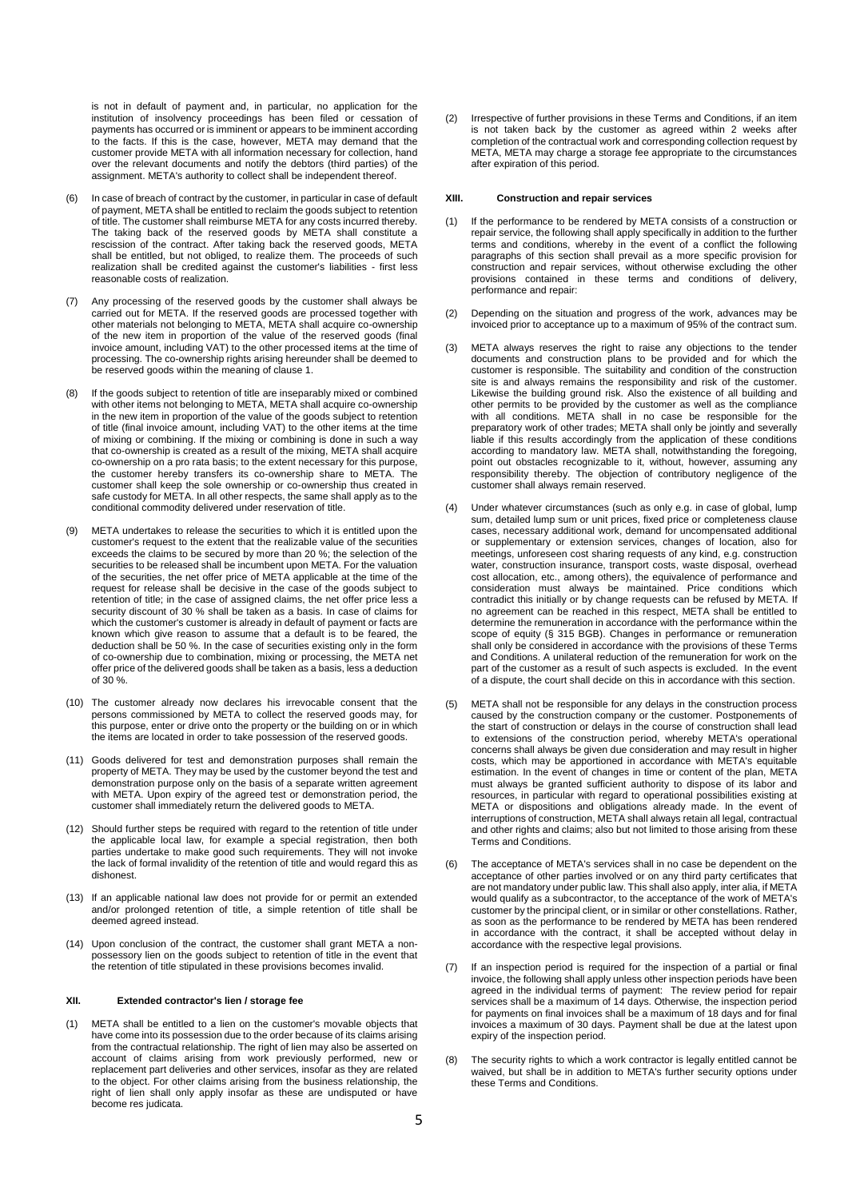is not in default of payment and, in particular, no application for the institution of insolvency proceedings has been filed or cessation of payments has occurred or is imminent or appears to be imminent according to the facts. If this is the case, however, META may demand that the customer provide META with all information necessary for collection, hand over the relevant documents and notify the debtors (third parties) of the assignment. META's authority to collect shall be independent thereof.

(6) In case of breach of contract by the customer, in particular in case of default of payment, META shall be entitled to reclaim the goods subject to retention of title. The customer shall reimburse META for any costs incurred thereby. The taking back of the reserved goods by META shall constitute a rescission of the contract. After taking back the reserved goods, META shall be entitled, but not obliged, to realize them. The proceeds of such realization shall be credited against the customer's liabilities - first less reasonable costs of realization.

(7) Any processing of the reserved goods by the customer shall always be carried out for META. If the reserved goods are processed together with other materials not belonging to META, META shall acquire co-ownership of the new item in proportion of the value of the reserved goods (final invoice amount, including VAT) to the other processed items at the time of processing. The co-ownership rights arising hereunder shall be deemed to be reserved goods within the meaning of clause 1.

(8) If the goods subject to retention of title are inseparably mixed or combined with other items not belonging to META, META shall acquire co-ownership in the new item in proportion of the value of the goods subject to retention of title (final invoice amount, including VAT) to the other items at the time of mixing or combining. If the mixing or combining is done in such a way that co-ownership is created as a result of the mixing, META shall acquire co-ownership on a pro rata basis; to the extent necessary for this purpose, the customer hereby transfers its co-ownership share to META. The customer shall keep the sole ownership or co-ownership thus created in safe custody for META. In all other respects, the same shall apply as to the conditional commodity delivered under reservation of title.

(9) META undertakes to release the securities to which it is entitled upon the customer's request to the extent that the realizable value of the securities exceeds the claims to be secured by more than 20 %; the selection of the securities to be released shall be incumbent upon META. For the valuation of the securities, the net offer price of META applicable at the time of the request for release shall be decisive in the case of the goods subject to retention of title; in the case of assigned claims, the net offer price less a security discount of 30 % shall be taken as a basis. In case of claims for which the customer's customer is already in default of payment or facts are known which give reason to assume that a default is to be feared, the deduction shall be 50 %. In the case of securities existing only in the form of co-ownership due to combination, mixing or processing, the META net offer price of the delivered goods shall be taken as a basis, less a deduction of 30 %.

(10) The customer already now declares his irrevocable consent that the persons commissioned by META to collect the reserved goods may, for this purpose, enter or drive onto the property or the building on or in which the items are located in order to take possession of the reserved goods.

(11) Goods delivered for test and demonstration purposes shall remain the property of META. They may be used by the customer beyond the test and demonstration purpose only on the basis of a separate written agreement with META. Upon expiry of the agreed test or demonstration period, the customer shall immediately return the delivered goods to META.

(12) Should further steps be required with regard to the retention of title under the applicable local law, for example a special registration, then both parties undertake to make good such requirements. They will not invoke the lack of formal invalidity of the retention of title and would regard this as dishonest.

(13) If an applicable national law does not provide for or permit an extended and/or prolonged retention of title, a simple retention of title shall be deemed agreed instead.

(14) Upon conclusion of the contract, the customer shall grant META a non-possessory lien on the goods subject to retention of title in the event that the retention of title stipulated in these provisions becomes invalid.

### XII. Extended contractor's lien / storage fee

(1) META shall be entitled to a lien on the customer's movable objects that have come into its possession due to the order because of its claims arising from the contractual relationship. The right of lien may also be asserted on account of claims arising from work previously performed, new or replacement part deliveries and other services, insofar as they are related to the object. For other claims arising from the business relationship, the right of lien shall only apply insofar as these are undisputed or have become res judicata.

(2) Irrespective of further provisions in these Terms and Conditions, if an item is not taken back by the customer as agreed within 2 weeks after completion of the contractual work and corresponding collection request by META, META may charge a storage fee appropriate to the circumstances after expiration of this period.

### XIII. Construction and repair services

(1) If the performance to be rendered by META consists of a construction or repair service, the following shall apply specifically in addition to the further terms and conditions, whereby in the event of a conflict the following paragraphs of this section shall prevail as a more specific provision for construction and repair services, without otherwise excluding the other provisions contained in these terms and conditions of delivery, performance and repair:

(2) Depending on the situation and progress of the work, advances may be invoiced prior to acceptance up to a maximum of 95% of the contract sum.

(3) META always reserves the right to raise any objections to the tender documents and construction plans to be provided and for which the customer is responsible. The suitability and condition of the construction site is and always remains the responsibility and risk of the customer. Likewise the building ground risk. Also the existence of all building and other permits to be provided by the customer as well as the compliance with all conditions. META shall in no case be responsible for the preparatory work of other trades; META shall only be jointly and severally liable if this results accordingly from the application of these conditions according to mandatory law. META shall, notwithstanding the foregoing, point out obstacles recognizable to it, without, however, assuming any responsibility thereby. The objection of contributory negligence of the customer shall always remain reserved.

(4) Under whatever circumstances (such as only e.g. in case of global, lump sum, detailed lump sum or unit prices, fixed price or completeness clause cases, necessary additional work, demand for uncompensated additional or supplementary or extension services, changes of location, also for meetings, unforeseen cost sharing requests of any kind, e.g. construction water, construction insurance, transport costs, waste disposal, overhead cost allocation, etc., among others), the equivalence of performance and consideration must always be maintained. Price conditions which contradict this initially or by change requests can be refused by META. If no agreement can be reached in this respect, META shall be entitled to determine the remuneration in accordance with the performance within the scope of equity (§ 315 BGB). Changes in performance or remuneration shall only be considered in accordance with the provisions of these Terms and Conditions. A unilateral reduction of the remuneration for work on the part of the customer as a result of such aspects is excluded. In the event of a dispute, the court shall decide on this in accordance with this section.

(5) META shall not be responsible for any delays in the construction process caused by the construction company or the customer. Postponements of the start of construction or delays in the course of construction shall lead to extensions of the construction period, whereby META's operational concerns shall always be given due consideration and may result in higher costs, which may be apportioned in accordance with META's equitable estimation. In the event of changes in time or content of the plan, META must always be granted sufficient authority to dispose of its labor and resources, in particular with regard to operational possibilities existing at META or dispositions and obligations already made. In the event of interruptions of construction, META shall always retain all legal, contractual and other rights and claims; also but not limited to those arising from these Terms and Conditions.

(6) The acceptance of META's services shall in no case be dependent on the acceptance of other parties involved or on any third party certificates that are not mandatory under public law. This shall also apply, inter alia, if META would qualify as a subcontractor, to the acceptance of the work of META's customer by the principal client, or in similar or other constellations. Rather, as soon as the performance to be rendered by META has been rendered in accordance with the contract, it shall be accepted without delay in accordance with the respective legal provisions.

(7) If an inspection period is required for the inspection of a partial or final invoice, the following shall apply unless other inspection periods have been agreed in the individual terms of payment: The review period for repair services shall be a maximum of 14 days. Otherwise, the inspection period for payments on final invoices shall be a maximum of 18 days and for final invoices a maximum of 30 days. Payment shall be due at the latest upon expiry of the inspection period.

(8) The security rights to which a work contractor is legally entitled cannot be waived, but shall be in addition to META's further security options under these Terms and Conditions.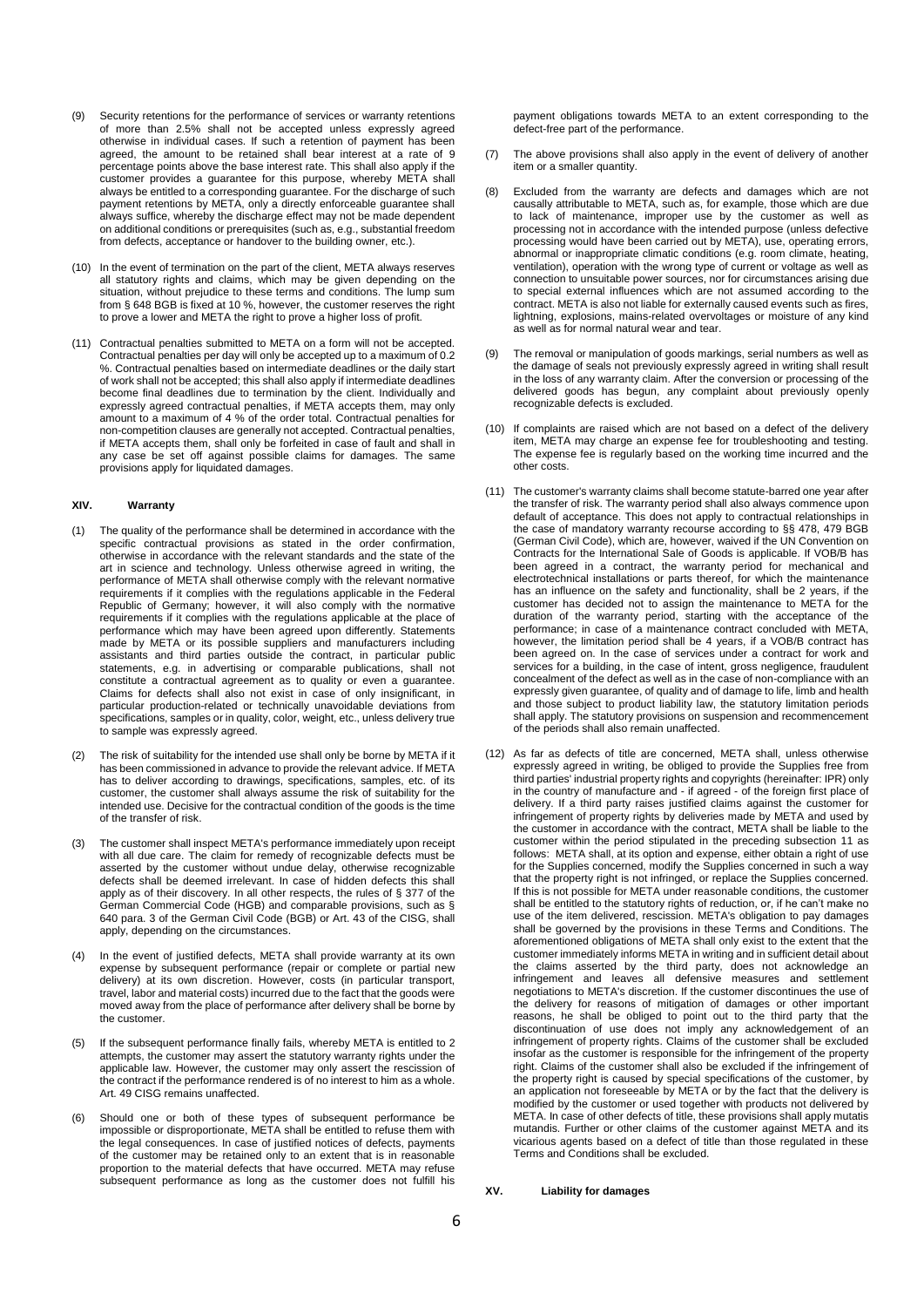(9) Security retentions for the performance of services or warranty retentions of more than 2.5% shall not be accepted unless expressly agreed otherwise in individual cases. If such a retention of payment has been agreed, the amount to be retained shall bear interest at a rate of 9 percentage points above the base interest rate. This shall also apply if the customer provides a guarantee for this purpose, whereby META shall always be entitled to a corresponding guarantee. For the discharge of such payment retentions by META, only a directly enforceable guarantee shall always suffice, whereby the discharge effect may not be made dependent on additional conditions or prerequisites (such as, e.g., substantial freedom from defects, acceptance or handover to the building owner, etc.).

(10) In the event of termination on the part of the client, META always reserves all statutory rights and claims, which may be given depending on the situation, without prejudice to these terms and conditions. The lump sum from § 648 BGB is fixed at 10 %, however, the customer reserves the right to prove a lower and META the right to prove a higher loss of profit.

(11) Contractual penalties submitted to META on a form will not be accepted. Contractual penalties per day will only be accepted up to a maximum of 0.2 %. Contractual penalties based on intermediate deadlines or the daily start of work shall not be accepted; this shall also apply if intermediate deadlines become final deadlines due to termination by the client. Individually and expressly agreed contractual penalties, if META accepts them, may only amount to a maximum of 4 % of the order total. Contractual penalties for non-competition clauses are generally not accepted. Contractual penalties, if META accepts them, shall only be forfeited in case of fault and shall in any case be set off against possible claims for damages. The same provisions apply for liquidated damages.

## XIV. Warranty

(1) The quality of the performance shall be determined in accordance with the specific contractual provisions as stated in the order confirmation, otherwise in accordance with the relevant standards and the state of the art in science and technology. Unless otherwise agreed in writing, the performance of META shall otherwise comply with the relevant normative requirements if it complies with the regulations applicable in the Federal Republic of Germany; however, it will also comply with the normative requirements if it complies with the regulations applicable at the place of performance which may have been agreed upon differently. Statements made by META or its possible suppliers and manufacturers including assistants and third parties outside the contract, in particular public statements, e.g. in advertising or comparable publications, shall not constitute a contractual agreement as to quality or even a guarantee. Claims for defects shall also not exist in case of only insignificant, in particular production-related or technically unavoidable deviations from specifications, samples or in quality, color, weight, etc., unless delivery true to sample was expressly agreed.

(2) The risk of suitability for the intended use shall only be borne by META if it has been commissioned in advance to provide the relevant advice. If META has to deliver according to drawings, specifications, samples, etc. of its customer, the customer shall always assume the risk of suitability for the intended use. Decisive for the contractual condition of the goods is the time of the transfer of risk.

(3) The customer shall inspect META's performance immediately upon receipt with all due care. The claim for remedy of recognizable defects must be asserted by the customer without undue delay, otherwise recognizable defects shall be deemed irrelevant. In case of hidden defects this shall apply as of their discovery. In all other respects, the rules of § 377 of the German Commercial Code (HGB) and comparable provisions, such as § 640 para. 3 of the German Civil Code (BGB) or Art. 43 of the CISG, shall apply, depending on the circumstances.

(4) In the event of justified defects, META shall provide warranty at its own expense by subsequent performance (repair or complete or partial new delivery) at its own discretion. However, costs (in particular transport, travel, labor and material costs) incurred due to the fact that the goods were moved away from the place of performance after delivery shall be borne by the customer.

(5) If the subsequent performance finally fails, whereby META is entitled to 2 attempts, the customer may assert the statutory warranty rights under the applicable law. However, the customer may only assert the rescission of the contract if the performance rendered is of no interest to him as a whole. Art. 49 CISG remains unaffected.

(6) Should one or both of these types of subsequent performance be impossible or disproportionate, META shall be entitled to refuse them with the legal consequences. In case of justified notices of defects, payments of the customer may be retained only to an extent that is in reasonable proportion to the material defects that have occurred. META may refuse subsequent performance as long as the customer does not fulfill his payment obligations towards META to an extent corresponding to the defect-free part of the performance.

(7) The above provisions shall also apply in the event of delivery of another item or a smaller quantity.

(8) Excluded from the warranty are defects and damages which are not causally attributable to META, such as, for example, those which are due to lack of maintenance, improper use by the customer as well as processing not in accordance with the intended purpose (unless defective processing would have been carried out by META), use, operating errors, abnormal or inappropriate climatic conditions (e.g. room climate, heating, ventilation), operation with the wrong type of current or voltage as well as connection to unsuitable power sources, nor for circumstances arising due to special external influences which are not assumed according to the contract. META is also not liable for externally caused events such as fires, lightning, explosions, mains-related overvoltages or moisture of any kind as well as for normal natural wear and tear.

(9) The removal or manipulation of goods markings, serial numbers as well as the damage of seals not previously expressly agreed in writing shall result in the loss of any warranty claim. After the conversion or processing of the delivered goods has begun, any complaint about previously openly recognizable defects is excluded.

(10) If complaints are raised which are not based on a defect of the delivery item, META may charge an expense fee for troubleshooting and testing. The expense fee is regularly based on the working time incurred and the other costs.

(11) The customer's warranty claims shall become statute-barred one year after the transfer of risk. The warranty period shall also always commence upon default of acceptance. This does not apply to contractual relationships in the case of mandatory warranty recourse according to §§ 478, 479 BGB (German Civil Code), which are, however, waived if the UN Convention on Contracts for the International Sale of Goods is applicable. If VOB/B has been agreed in a contract, the warranty period for mechanical and electrotechnical installations or parts thereof, for which the maintenance has an influence on the safety and functionality, shall be 2 years, if the customer has decided not to assign the maintenance to META for the duration of the warranty period, starting with the acceptance of the performance; in case of a maintenance contract concluded with META, however, the limitation period shall be 4 years, if a VOB/B contract has been agreed on. In the case of services under a contract for work and services for a building, in the case of intent, gross negligence, fraudulent concealment of the defect as well as in the case of non-compliance with an expressly given guarantee, of quality and of damage to life, limb and health and those subject to product liability law, the statutory limitation periods shall apply. The statutory provisions on suspension and recommencement of the periods shall also remain unaffected.

(12) As far as defects of title are concerned, META shall, unless otherwise expressly agreed in writing, be obliged to provide the Supplies free from third parties' industrial property rights and copyrights (hereinafter: IPR) only in the country of manufacture and - if agreed - of the foreign first place of delivery. If a third party raises justified claims against the customer for infringement of property rights by deliveries made by META and used by the customer in accordance with the contract, META shall be liable to the customer within the period stipulated in the preceding subsection 11 as follows: META shall, at its option and expense, either obtain a right of use for the Supplies concerned, modify the Supplies concerned in such a way that the property right is not infringed, or replace the Supplies concerned. If this is not possible for META under reasonable conditions, the customer shall be entitled to the statutory rights of reduction, or, if he can't make no use of the item delivered, rescission. META's obligation to pay damages shall be governed by the provisions in these Terms and Conditions. The aforementioned obligations of META shall only exist to the extent that the customer immediately informs META in writing and in sufficient detail about the claims asserted by the third party, does not acknowledge an infringement and leaves all defensive measures and settlement negotiations to META's discretion. If the customer discontinues the use of the delivery for reasons of mitigation of damages or other important reasons, he shall be obliged to point out to the third party that the discontinuation of use does not imply any acknowledgement of an infringement of property rights. Claims of the customer shall be excluded insofar as the customer is responsible for the infringement of the property right. Claims of the customer shall also be excluded if the infringement of the property right is caused by special specifications of the customer, by an application not foreseeable by META or by the fact that the delivery is modified by the customer or used together with products not delivered by META. In case of other defects of title, these provisions shall apply mutatis mutandis. Further or other claims of the customer against META and its vicarious agents based on a defect of title than those regulated in these Terms and Conditions shall be excluded.

## XV. Liability for damages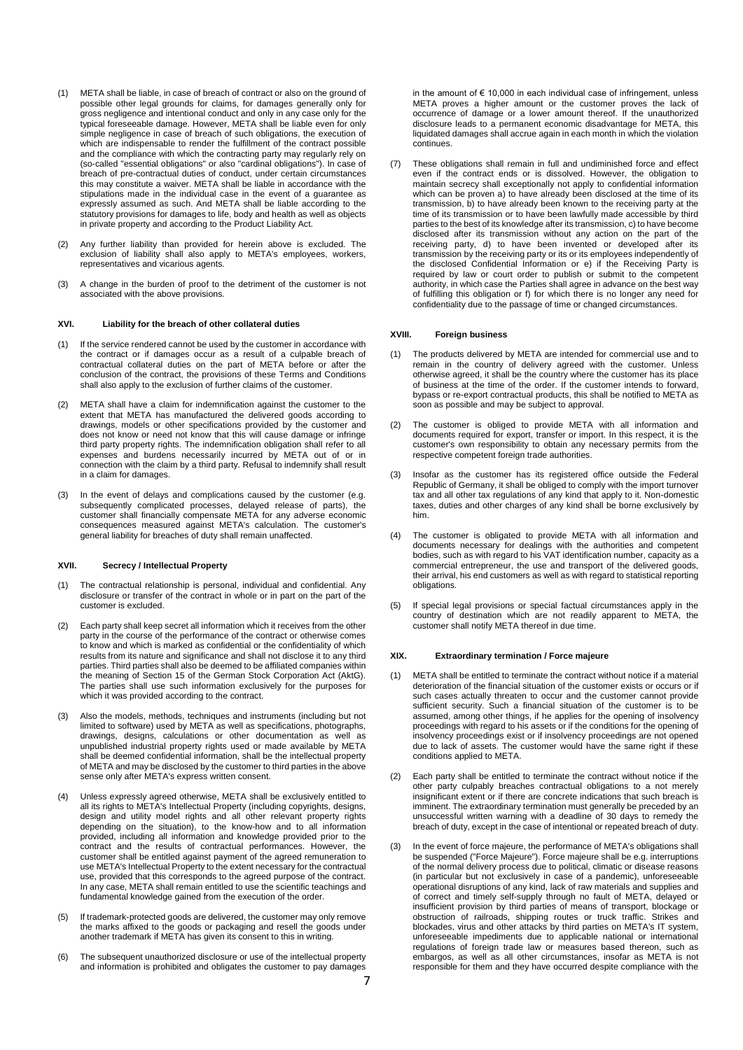(1) META shall be liable, in case of breach of contract or also on the ground of possible other legal grounds for claims, for damages generally only for gross negligence and intentional conduct and only in any case only for the typical foreseeable damage. However, META shall be liable even for only simple negligence in case of breach of such obligations, the execution of which are indispensable to render the fulfillment of the contract possible and the compliance with which the contracting party may regularly rely on (so-called "essential obligations" or also "cardinal obligations"). In case of breach of pre-contractual duties of conduct, under certain circumstances this may constitute a waiver. META shall be liable in accordance with the stipulations made in the individual case in the event of a guarantee as expressly assumed as such. And META shall be liable according to the statutory provisions for damages to life, body and health as well as objects in private property and according to the Product Liability Act.

(2) Any further liability than provided for herein above is excluded. The exclusion of liability shall also apply to META's employees, workers, representatives and vicarious agents.

(3) A change in the burden of proof to the detriment of the customer is not associated with the above provisions.

## XVI. Liability for the breach of other collateral duties

(1) If the service rendered cannot be used by the customer in accordance with the contract or if damages occur as a result of a culpable breach of contractual collateral duties on the part of META before or after the conclusion of the contract, the provisions of these Terms and Conditions shall also apply to the exclusion of further claims of the customer.

(2) META shall have a claim for indemnification against the customer to the extent that META has manufactured the delivered goods according to drawings, models or other specifications provided by the customer and does not know or need not know that this will cause damage or infringe third party property rights. The indemnification obligation shall refer to all expenses and burdens necessarily incurred by META out of or in connection with the claim by a third party. Refusal to indemnify shall result in a claim for damages.

(3) In the event of delays and complications caused by the customer (e.g. subsequently complicated processes, delayed release of parts), the customer shall financially compensate META for any adverse economic consequences measured against META's calculation. The customer's general liability for breaches of duty shall remain unaffected.

## XVII. Secrecy / Intellectual Property

(1) The contractual relationship is personal, individual and confidential. Any disclosure or transfer of the contract in whole or in part on the part of the customer is excluded.

(2) Each party shall keep secret all information which it receives from the other party in the course of the performance of the contract or otherwise comes to know and which is marked as confidential or the confidentiality of which results from its nature and significance and shall not disclose it to any third parties. Third parties shall also be deemed to be affiliated companies within the meaning of Section 15 of the German Stock Corporation Act (AktG). The parties shall use such information exclusively for the purposes for which it was provided according to the contract.

(3) Also the models, methods, techniques and instruments (including but not limited to software) used by META as well as specifications, photographs, drawings, designs, calculations or other documentation as well as unpublished industrial property rights used or made available by META shall be deemed confidential information, shall be the intellectual property of META and may be disclosed by the customer to third parties in the above sense only after META's express written consent.

(4) Unless expressly agreed otherwise, META shall be exclusively entitled to all its rights to META's Intellectual Property (including copyrights, designs, design and utility model rights and all other relevant property rights depending on the situation), to the know-how and to all information provided, including all information and knowledge provided prior to the contract and the results of contractual performances. However, the customer shall be entitled against payment of the agreed remuneration to use META's Intellectual Property to the extent necessary for the contractual use, provided that this corresponds to the agreed purpose of the contract. In any case, META shall remain entitled to use the scientific teachings and fundamental knowledge gained from the execution of the order.

(5) If trademark-protected goods are delivered, the customer may only remove the marks affixed to the goods or packaging and resell the goods under another trademark if META has given its consent to this in writing.

(6) The subsequent unauthorized disclosure or use of the intellectual property and information is prohibited and obligates the customer to pay damages in the amount of € 10,000 in each individual case of infringement, unless META proves a higher amount or the customer proves the lack of occurrence of damage or a lower amount thereof. If the unauthorized disclosure leads to a permanent economic disadvantage for META, this liquidated damages shall accrue again in each month in which the violation continues.

(7) These obligations shall remain in full and undiminished force and effect even if the contract ends or is dissolved. However, the obligation to maintain secrecy shall exceptionally not apply to confidential information which can be proven a) to have already been disclosed at the time of its transmission, b) to have already been known to the receiving party at the time of its transmission or to have been lawfully made accessible by third parties to the best of its knowledge after its transmission, c) to have become disclosed after its transmission without any action on the part of the receiving party, d) to have been invented or developed after its transmission by the receiving party or its or its employees independently of the disclosed Confidential Information or e) if the Receiving Party is required by law or court order to publish or submit to the competent authority, in which case the Parties shall agree in advance on the best way of fulfilling this obligation or f) for which there is no longer any need for confidentiality due to the passage of time or changed circumstances.

## XVIII. Foreign business

(1) The products delivered by META are intended for commercial use and to remain in the country of delivery agreed with the customer. Unless otherwise agreed, it shall be the country where the customer has its place of business at the time of the order. If the customer intends to forward, bypass or re-export contractual products, this shall be notified to META as soon as possible and may be subject to approval.

(2) The customer is obliged to provide META with all information and documents required for export, transfer or import. In this respect, it is the customer's own responsibility to obtain any necessary permits from the respective competent foreign trade authorities.

(3) Insofar as the customer has its registered office outside the Federal Republic of Germany, it shall be obliged to comply with the import turnover tax and all other tax regulations of any kind that apply to it. Non-domestic taxes, duties and other charges of any kind shall be borne exclusively by him.

(4) The customer is obligated to provide META with all information and documents necessary for dealings with the authorities and competent bodies, such as with regard to his VAT identification number, capacity as a commercial entrepreneur, the use and transport of the delivered goods, their arrival, his end customers as well as with regard to statistical reporting obligations.

(5) If special legal provisions or special factual circumstances apply in the country of destination which are not readily apparent to META, the customer shall notify META thereof in due time.

## XIX. Extraordinary termination / Force majeure

(1) META shall be entitled to terminate the contract without notice if a material deterioration of the financial situation of the customer exists or occurs or if such cases actually threaten to occur and the customer cannot provide sufficient security. Such a financial situation of the customer is to be assumed, among other things, if he applies for the opening of insolvency proceedings with regard to his assets or if the conditions for the opening of insolvency proceedings exist or if insolvency proceedings are not opened due to lack of assets. The customer would have the same right if these conditions applied to META.

(2) Each party shall be entitled to terminate the contract without notice if the other party culpably breaches contractual obligations to a not merely insignificant extent or if there are concrete indications that such breach is imminent. The extraordinary termination must generally be preceded by an unsuccessful written warning with a deadline of 30 days to remedy the breach of duty, except in the case of intentional or repeated breach of duty.

(3) In the event of force majeure, the performance of META's obligations shall be suspended ("Force Majeure"). Force majeure shall be e.g. interruptions of the normal delivery process due to political, climatic or disease reasons (in particular but not exclusively in case of a pandemic), unforeseeable operational disruptions of any kind, lack of raw materials and supplies and of correct and timely self-supply through no fault of META, delayed or insufficient provision by third parties of means of transport, blockage or obstruction of railroads, shipping routes or truck traffic. Strikes and blockades, virus and other attacks by third parties on META's IT system, unforeseeable impediments due to applicable national or international regulations of foreign trade law or measures based thereon, such as embargos, as well as all other circumstances, insofar as META is not responsible for them and they have occurred despite compliance with the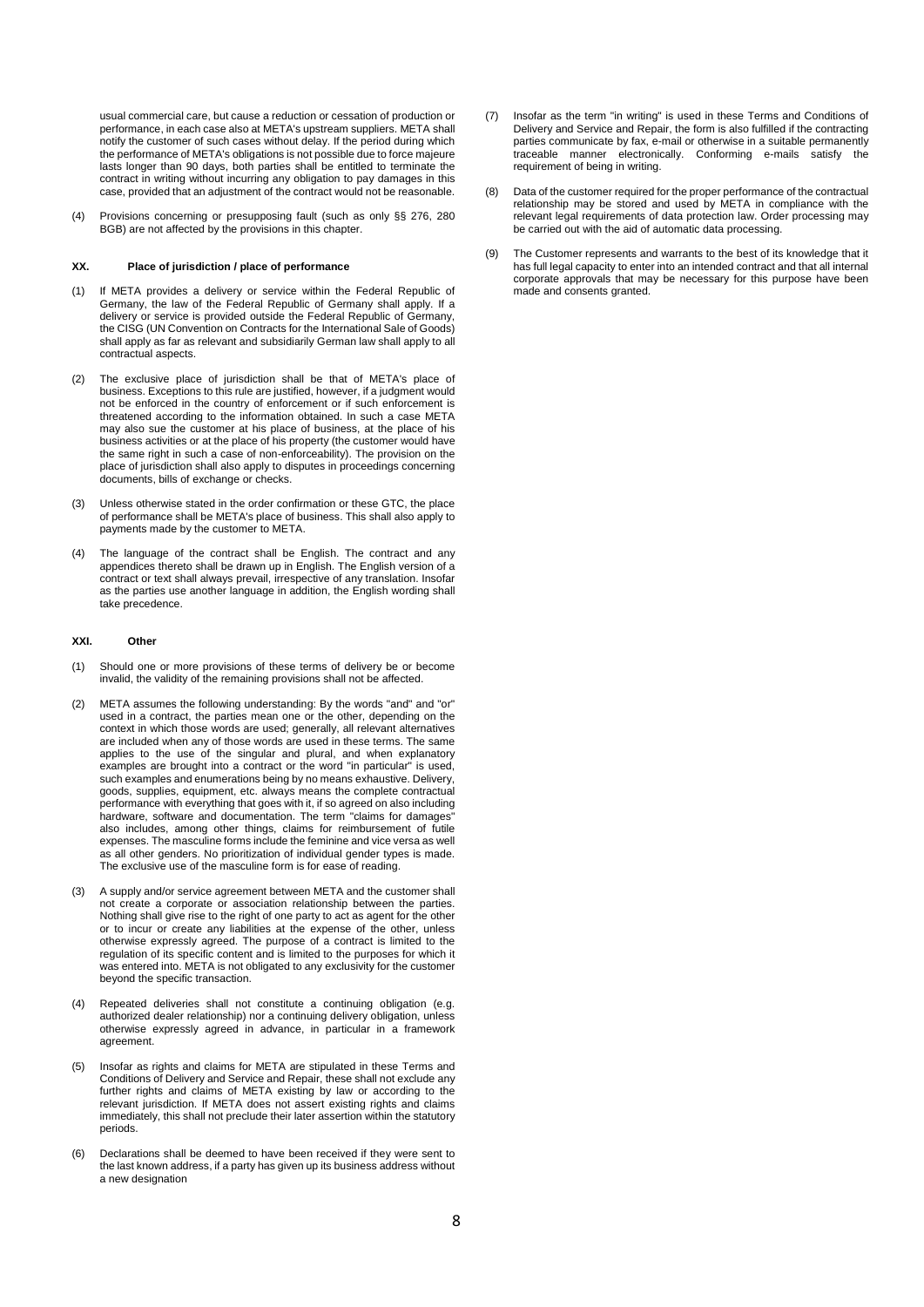usual commercial care, but cause a reduction or cessation of production or performance, in each case also at META's upstream suppliers. META shall notify the customer of such cases without delay. If the period during which the performance of META's obligations is not possible due to force majeure lasts longer than 90 days, both parties shall be entitled to terminate the contract in writing without incurring any obligation to pay damages in this case, provided that an adjustment of the contract would not be reasonable.

(4) Provisions concerning or presupposing fault (such as only §§ 276, 280 BGB) are not affected by the provisions in this chapter.

### XX. Place of jurisdiction / place of performance

(1) If META provides a delivery or service within the Federal Republic of Germany, the law of the Federal Republic of Germany shall apply. If a delivery or service is provided outside the Federal Republic of Germany, the CISG (UN Convention on Contracts for the International Sale of Goods) shall apply as far as relevant and subsidiarily German law shall apply to all contractual aspects.

(2) The exclusive place of jurisdiction shall be that of META's place of business. Exceptions to this rule are justified, however, if a judgment would not be enforced in the country of enforcement or if such enforcement is threatened according to the information obtained. In such a case META may also sue the customer at his place of business, at the place of his business activities or at the place of his property (the customer would have the same right in such a case of non-enforceability). The provision on the place of jurisdiction shall also apply to disputes in proceedings concerning documents, bills of exchange or checks.

(3) Unless otherwise stated in the order confirmation or these GTC, the place of performance shall be META's place of business. This shall also apply to payments made by the customer to META.

(4) The language of the contract shall be English. The contract and any appendices thereto shall be drawn up in English. The English version of a contract or text shall always prevail, irrespective of any translation. Insofar as the parties use another language in addition, the English wording shall take precedence.

### XXI. Other

(1) Should one or more provisions of these terms of delivery be or become invalid, the validity of the remaining provisions shall not be affected.

(2) META assumes the following understanding: By the words "and" and "or" used in a contract, the parties mean one or the other, depending on the context in which those words are used; generally, all relevant alternatives are included when any of those words are used in these terms. The same applies to the use of the singular and plural, and when explanatory examples are brought into a contract or the word "in particular" is used, such examples and enumerations being by no means exhaustive. Delivery, goods, supplies, equipment, etc. always means the complete contractual performance with everything that goes with it, if so agreed on also including hardware, software and documentation. The term "claims for damages" also includes, among other things, claims for reimbursement of futile expenses. The masculine forms include the feminine and vice versa as well as all other genders. No prioritization of individual gender types is made. The exclusive use of the masculine form is for ease of reading.

(3) A supply and/or service agreement between META and the customer shall not create a corporate or association relationship between the parties. Nothing shall give rise to the right of one party to act as agent for the other or to incur or create any liabilities at the expense of the other, unless otherwise expressly agreed. The purpose of a contract is limited to the regulation of its specific content and is limited to the purposes for which it was entered into. META is not obligated to any exclusivity for the customer beyond the specific transaction.

(4) Repeated deliveries shall not constitute a continuing obligation (e.g. authorized dealer relationship) nor a continuing delivery obligation, unless otherwise expressly agreed in advance, in particular in a framework agreement.

(5) Insofar as rights and claims for META are stipulated in these Terms and Conditions of Delivery and Service and Repair, these shall not exclude any further rights and claims of META existing by law or according to the relevant jurisdiction. If META does not assert existing rights and claims immediately, this shall not preclude their later assertion within the statutory periods.

(6) Declarations shall be deemed to have been received if they were sent to the last known address, if a party has given up its business address without a new designation

(7) Insofar as the term "in writing" is used in these Terms and Conditions of Delivery and Service and Repair, the form is also fulfilled if the contracting parties communicate by fax, e-mail or otherwise in a suitable permanently traceable manner electronically. Conforming e-mails satisfy the requirement of being in writing.

(8) Data of the customer required for the proper performance of the contractual relationship may be stored and used by META in compliance with the relevant legal requirements of data protection law. Order processing may be carried out with the aid of automatic data processing.

(9) The Customer represents and warrants to the best of its knowledge that it has full legal capacity to enter into an intended contract and that all internal corporate approvals that may be necessary for this purpose have been made and consents granted.